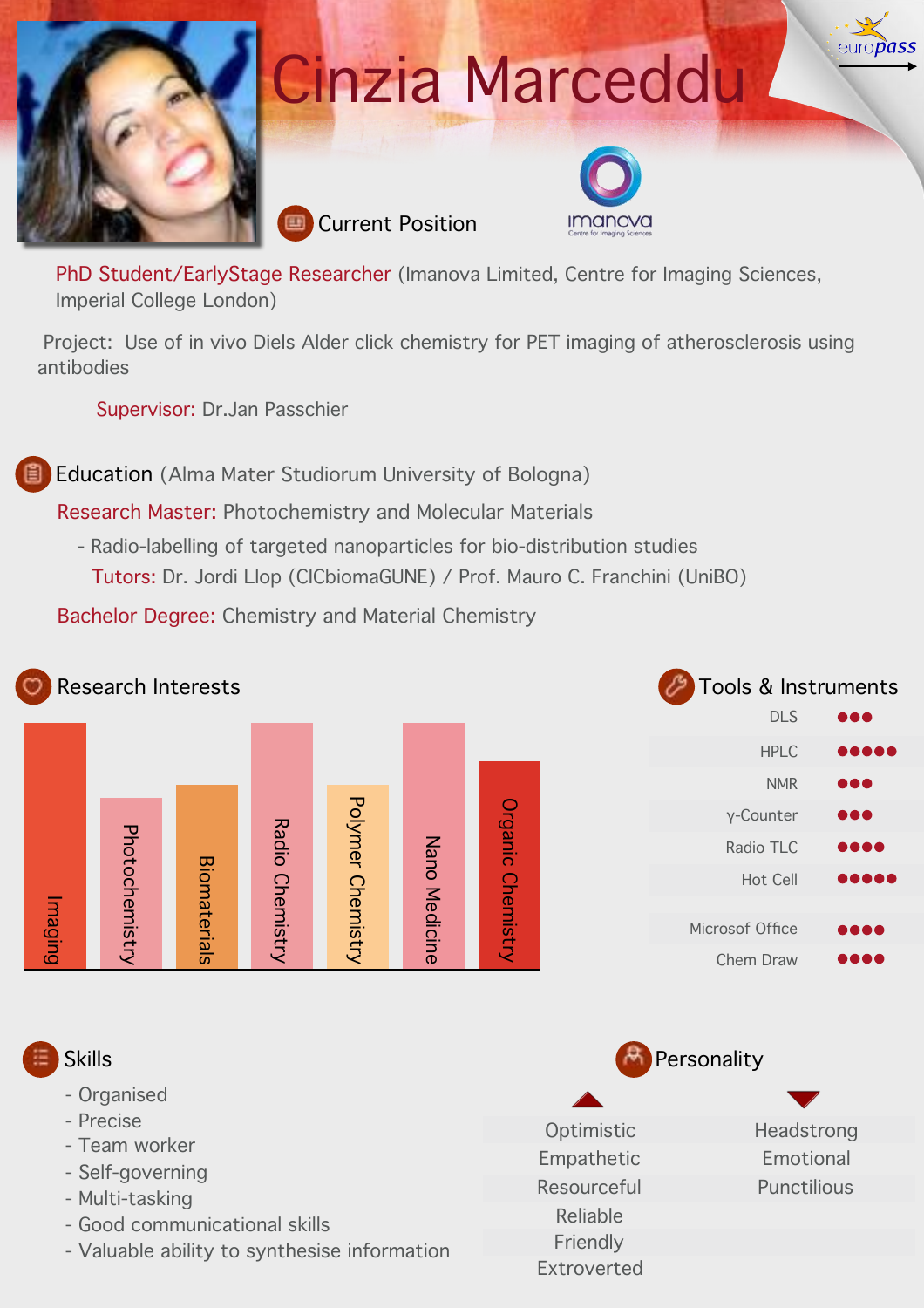# Cinzia Marceddu

europass

## Current Position

imanova
Centre for Imaging Sciences

PhD Student/EarlyStage Researcher (Imanova Limited, Centre for Imaging Sciences, Imperial College London)

Project: Use of in vivo Diels Alder click chemistry for PET imaging of atherosclerosis using antibodies

Supervisor: Dr.Jan Passchier

## Education (Alma Mater Studiorum University of Bologna)

Research Master: Photochemistry and Molecular Materials

- Radio-labelling of targeted nanoparticles for bio-distribution studies

  Tutors: Dr. Jordi Llop (CICbiomaGUNE) / Prof. Mauro C. Franchini (UniBO)

Bachelor Degree: Chemistry and Material Chemistry

## Research Interests

- Imaging
- Photochemistry
- Biomaterials
- Radio Chemistry
- Polymer Chemistry
- Nano Medicine
- Organic Chemistry

## Tools & Instruments

| Tool | Level |
|---|---|
| DLS | ●●● |
| HPLC | ●●●●● |
| NMR | ●●● |
| γ-Counter | ●●● |
| Radio TLC | ●●●● |
| Hot Cell | ●●●●● |
| Microsof Office | ●●●● |
| Chem Draw | ●●●● |

## Skills

- Organised
- Precise
- Team worker
- Self-governing
- Multi-tasking
- Good communicational skills
- Valuable ability to synthesise information

## Personality

| ▲ | ▼ |
|---|---|
| Optimistic | Headstrong |
| Empathetic | Emotional |
| Resourceful | Punctilious |
| Reliable | |
| Friendly | |
| Extroverted | |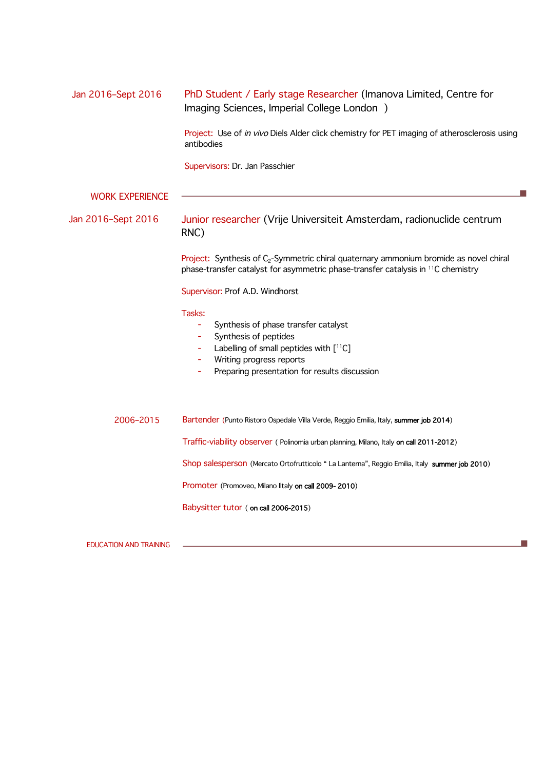Jan 2016–Sept 2016

**PhD Student / Early stage Researcher** (Imanova Limited, Centre for Imaging Sciences, Imperial College London )

Project: Use of *in vivo* Diels Alder click chemistry for PET imaging of atherosclerosis using antibodies

Supervisors: Dr. Jan Passchier

## WORK EXPERIENCE

Jan 2016–Sept 2016

**Junior researcher** (Vrije Universiteit Amsterdam, radionuclide centrum RNC)

Project: Synthesis of $C_2$-Symmetric chiral quaternary ammonium bromide as novel chiral phase-transfer catalyst for asymmetric phase-transfer catalysis in $^{11}C$ chemistry

Supervisor: Prof A.D. Windhorst

Tasks:

- Synthesis of phase transfer catalyst
- Synthesis of peptides
- Labelling of small peptides with [$^{11}C$]
- Writing progress reports
- Preparing presentation for results discussion

2006–2015

Bartender (Punto Ristoro Ospedale Villa Verde, Reggio Emilia, Italy, **summer job 2014**)

Traffic-viability observer ( Polinomia urban planning, Milano, Italy **on call 2011-2012**)

Shop salesperson (Mercato Ortofrutticolo " La Lanterna", Reggio Emilia, Italy **summer job 2010**)

Promoter (Promoveo, Milano Iltaly **on call 2009- 2010**)

Babysitter tutor ( **on call 2006-2015**)

## EDUCATION AND TRAINING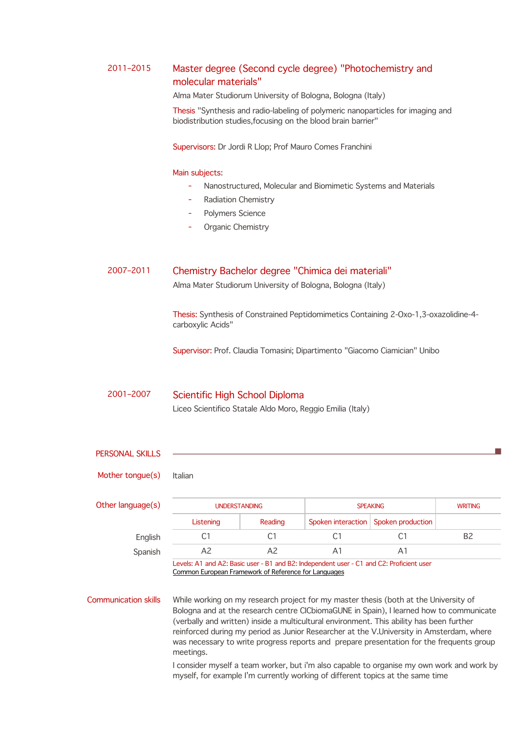2011–2015

### Master degree (Second cycle degree) "Photochemistry and molecular materials"

Alma Mater Studiorum University of Bologna, Bologna (Italy)

Thesis "Synthesis and radio-labeling of polymeric nanoparticles for imaging and biodistribution studies,focusing on the blood brain barrier"

Supervisors: Dr Jordi R Llop; Prof Mauro Comes Franchini

Main subjects:

- Nanostructured, Molecular and Biomimetic Systems and Materials
- Radiation Chemistry
- Polymers Science
- Organic Chemistry

2007–2011

### Chemistry Bachelor degree "Chimica dei materiali"

Alma Mater Studiorum University of Bologna, Bologna (Italy)

Thesis: Synthesis of Constrained Peptidomimetics Containing 2-Oxo-1,3-oxazolidine-4-carboxylic Acids"

Supervisor: Prof. Claudia Tomasini; Dipartimento "Giacomo Ciamician" Unibo

2001–2007

### Scientific High School Diploma

Liceo Scientifico Statale Aldo Moro, Reggio Emilia (Italy)

## PERSONAL SKILLS

**Mother tongue(s)** Italian

**Other language(s)**

| | UNDERSTANDING | | SPEAKING | | WRITING |
|---|---|---|---|---|---|
| | Listening | Reading | Spoken interaction | Spoken production | |
| English | C1 | C1 | C1 | C1 | B2 |
| Spanish | A2 | A2 | A1 | A1 | |

Levels: A1 and A2: Basic user - B1 and B2: Independent user - C1 and C2: Proficient user
Common European Framework of Reference for Languages

**Communication skills**

While working on my research project for my master thesis (both at the University of Bologna and at the research centre CICbiomaGUNE in Spain), I learned how to communicate (verbally and written) inside a multicultural environment. This ability has been further reinforced during my period as Junior Researcher at the V.University in Amsterdam, where was necessary to write progress reports and prepare presentation for the frequents group meetings.

I consider myself a team worker, but i'm also capable to organise my own work and work by myself, for example I'm currently working of different topics at the same time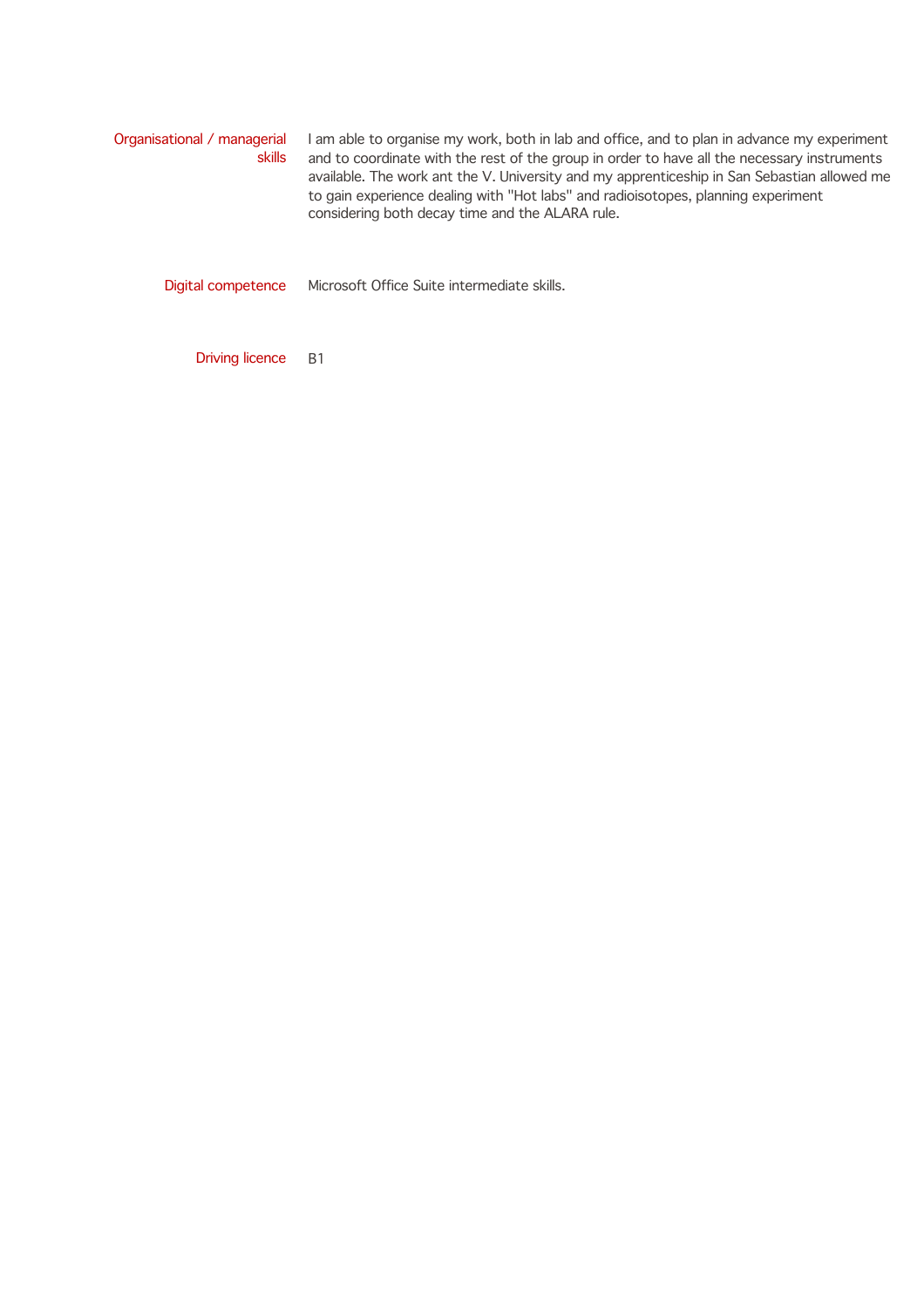**Organisational / managerial skills**

I am able to organise my work, both in lab and office, and to plan in advance my experiment and to coordinate with the rest of the group in order to have all the necessary instruments available. The work ant the V. University and my apprenticeship in San Sebastian allowed me to gain experience dealing with "Hot labs" and radioisotopes, planning experiment considering both decay time and the ALARA rule.

**Digital competence**

Microsoft Office Suite intermediate skills.

**Driving licence**

B1